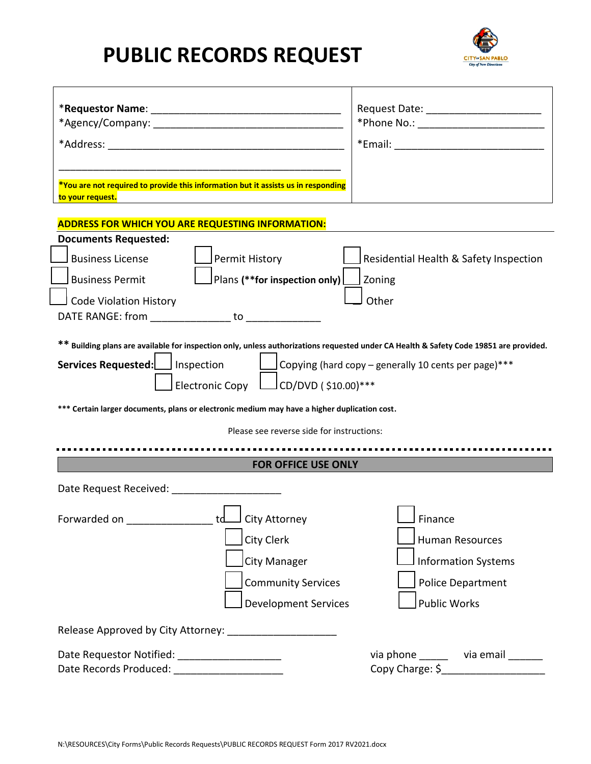# PUBLIC RECORDS REQUEST

*Requestor Name: ________________________________

*Agency/Company: ________________________________

*Address: ________________________________

________________________________

***You are not required to provide this information but it assists us in responding to your request.**

Request Date: ____________________

*Phone No.: ____________________

*Email: ____________________

**ADDRESS FOR WHICH YOU ARE REQUESTING INFORMATION:**

**Documents Requested:**

☐ Business License ☐ Permit History ☐ Residential Health & Safety Inspection

☐ Business Permit ☐ Plans **(**for inspection only)** ☐ Zoning

☐ Code Violation History ☐ Other

DATE RANGE: from _____________ to _____________

**** Building plans are available for inspection only, unless authorizations requested under CA Health & Safety Code 19851 are provided.**

**Services Requested:** ☐ Inspection ☐ Copying (hard copy – generally 10 cents per page)***

☐ Electronic Copy ☐ CD/DVD ( $10.00)***

***** Certain larger documents, plans or electronic medium may have a higher duplication cost.**

Please see reverse side for instructions:

---

**FOR OFFICE USE ONLY**

Date Request Received: ____________________

Forwarded on ______________ to

☐ City Attorney ☐ Finance

☐ City Clerk ☐ Human Resources

☐ City Manager ☐ Information Systems

☐ Community Services ☐ Police Department

☐ Development Services ☐ Public Works

Release Approved by City Attorney: ____________________

Date Requestor Notified: ____________________ via phone _____ via email ______

Date Records Produced: ____________________ Copy Charge: $__________________

N:\RESOURCES\City Forms\Public Records Requests\PUBLIC RECORDS REQUEST Form 2017 RV2021.docx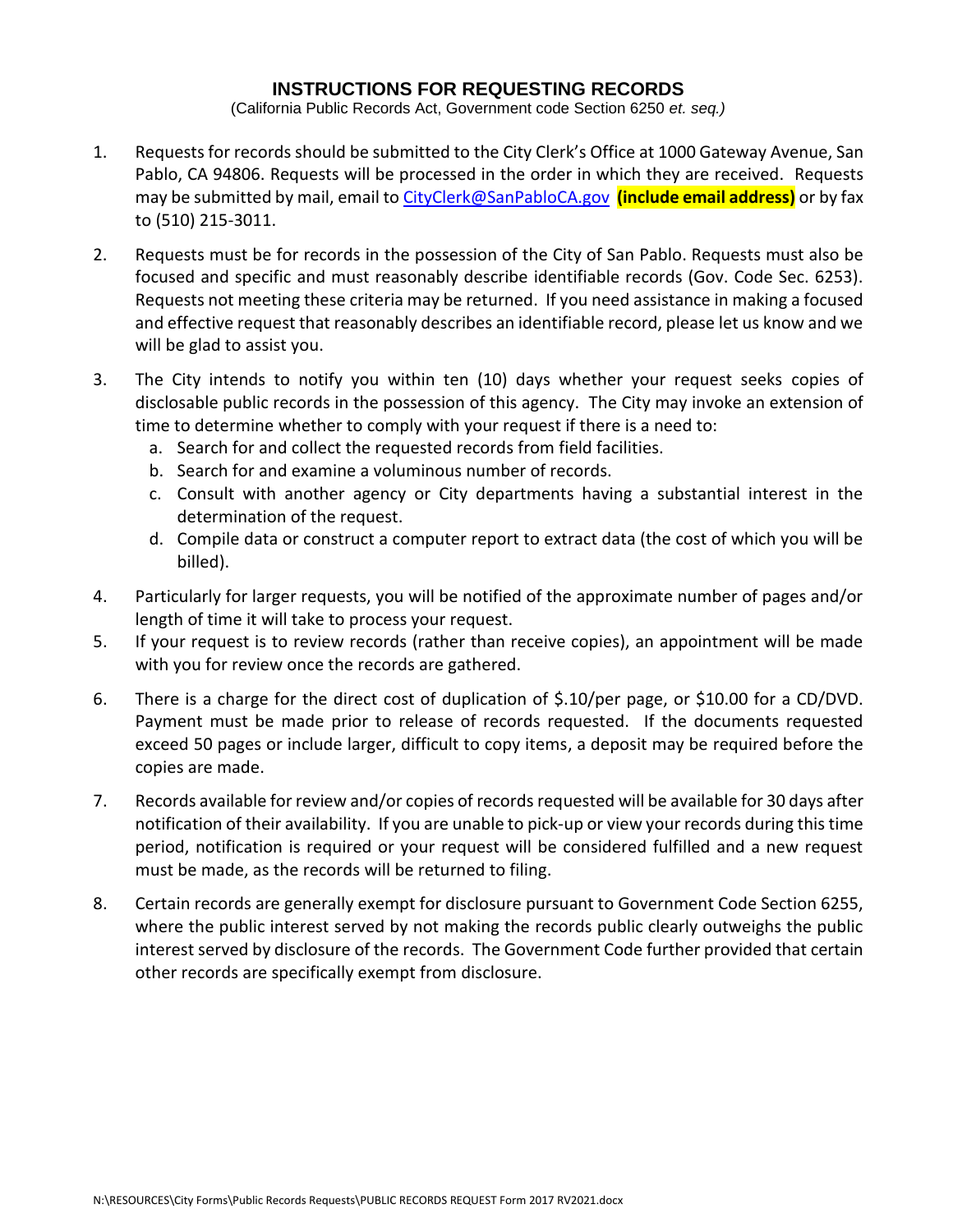# INSTRUCTIONS FOR REQUESTING RECORDS

(California Public Records Act, Government code Section 6250 *et. seq.)*

1. Requests for records should be submitted to the City Clerk's Office at 1000 Gateway Avenue, San Pablo, CA 94806. Requests will be processed in the order in which they are received. Requests may be submitted by mail, email to CityClerk@SanPabloCA.gov **(include email address)** or by fax to (510) 215-3011.

2. Requests must be for records in the possession of the City of San Pablo. Requests must also be focused and specific and must reasonably describe identifiable records (Gov. Code Sec. 6253). Requests not meeting these criteria may be returned. If you need assistance in making a focused and effective request that reasonably describes an identifiable record, please let us know and we will be glad to assist you.

3. The City intends to notify you within ten (10) days whether your request seeks copies of disclosable public records in the possession of this agency. The City may invoke an extension of time to determine whether to comply with your request if there is a need to:
   a. Search for and collect the requested records from field facilities.
   b. Search for and examine a voluminous number of records.
   c. Consult with another agency or City departments having a substantial interest in the determination of the request.
   d. Compile data or construct a computer report to extract data (the cost of which you will be billed).

4. Particularly for larger requests, you will be notified of the approximate number of pages and/or length of time it will take to process your request.

5. If your request is to review records (rather than receive copies), an appointment will be made with you for review once the records are gathered.

6. There is a charge for the direct cost of duplication of $.10/per page, or $10.00 for a CD/DVD. Payment must be made prior to release of records requested. If the documents requested exceed 50 pages or include larger, difficult to copy items, a deposit may be required before the copies are made.

7. Records available for review and/or copies of records requested will be available for 30 days after notification of their availability. If you are unable to pick-up or view your records during this time period, notification is required or your request will be considered fulfilled and a new request must be made, as the records will be returned to filing.

8. Certain records are generally exempt for disclosure pursuant to Government Code Section 6255, where the public interest served by not making the records public clearly outweighs the public interest served by disclosure of the records. The Government Code further provided that certain other records are specifically exempt from disclosure.

N:\RESOURCES\City Forms\Public Records Requests\PUBLIC RECORDS REQUEST Form 2017 RV2021.docx